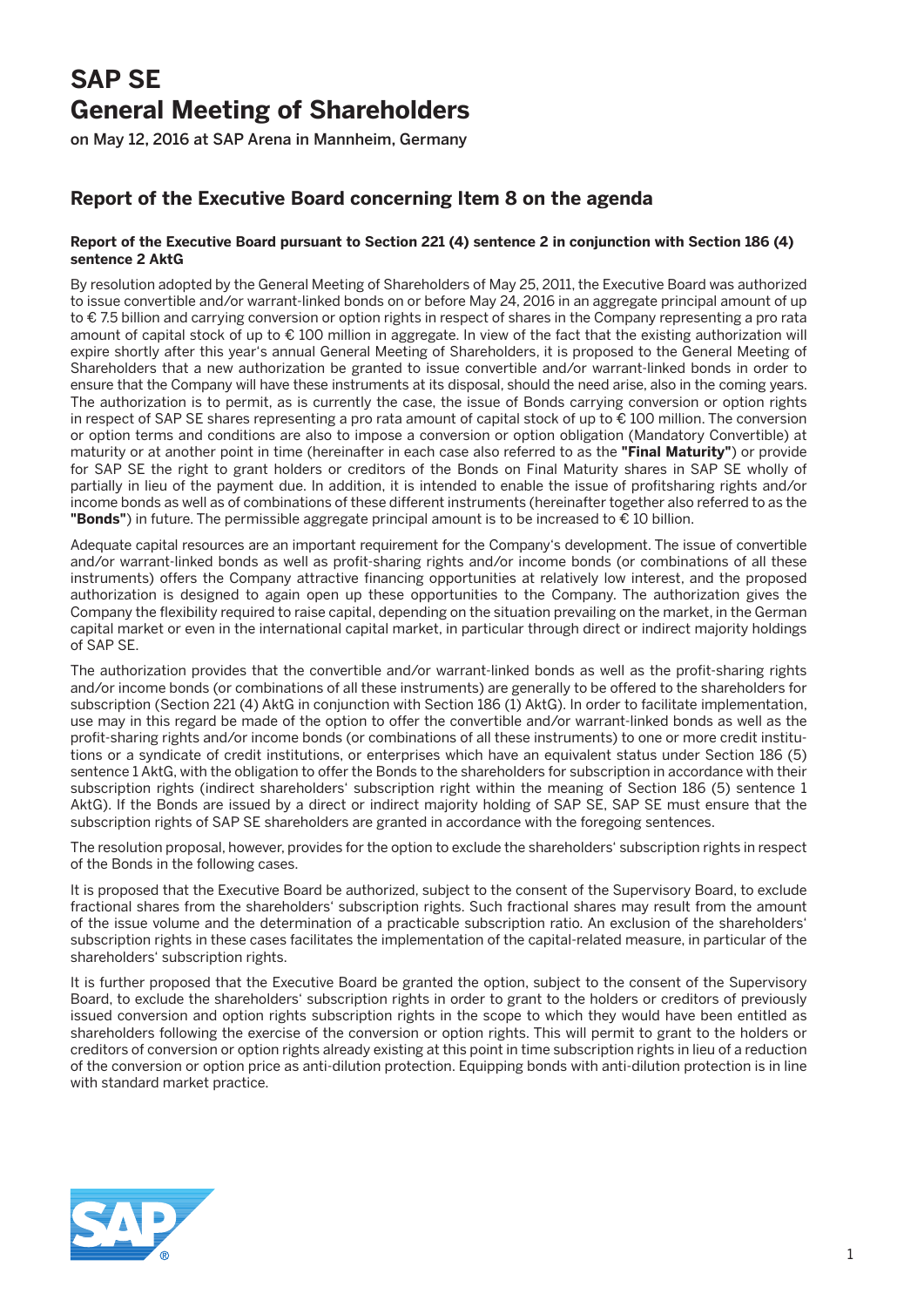# SAP SE
# General Meeting of Shareholders

on May 12, 2016 at SAP Arena in Mannheim, Germany

## Report of the Executive Board concerning Item 8 on the agenda

**Report of the Executive Board pursuant to Section 221 (4) sentence 2 in conjunction with Section 186 (4) sentence 2 AktG**

By resolution adopted by the General Meeting of Shareholders of May 25, 2011, the Executive Board was authorized to issue convertible and/or warrant-linked bonds on or before May 24, 2016 in an aggregate principal amount of up to € 7.5 billion and carrying conversion or option rights in respect of shares in the Company representing a pro rata amount of capital stock of up to € 100 million in aggregate. In view of the fact that the existing authorization will expire shortly after this year's annual General Meeting of Shareholders, it is proposed to the General Meeting of Shareholders that a new authorization be granted to issue convertible and/or warrant-linked bonds in order to ensure that the Company will have these instruments at its disposal, should the need arise, also in the coming years. The authorization is to permit, as is currently the case, the issue of Bonds carrying conversion or option rights in respect of SAP SE shares representing a pro rata amount of capital stock of up to € 100 million. The conversion or option terms and conditions are also to impose a conversion or option obligation (Mandatory Convertible) at maturity or at another point in time (hereinafter in each case also referred to as the **"Final Maturity"**) or provide for SAP SE the right to grant holders or creditors of the Bonds on Final Maturity shares in SAP SE wholly of partially in lieu of the payment due. In addition, it is intended to enable the issue of profitsharing rights and/or income bonds as well as of combinations of these different instruments (hereinafter together also referred to as the **"Bonds"**) in future. The permissible aggregate principal amount is to be increased to € 10 billion.

Adequate capital resources are an important requirement for the Company's development. The issue of convertible and/or warrant-linked bonds as well as profit-sharing rights and/or income bonds (or combinations of all these instruments) offers the Company attractive financing opportunities at relatively low interest, and the proposed authorization is designed to again open up these opportunities to the Company. The authorization gives the Company the flexibility required to raise capital, depending on the situation prevailing on the market, in the German capital market or even in the international capital market, in particular through direct or indirect majority holdings of SAP SE.

The authorization provides that the convertible and/or warrant-linked bonds as well as the profit-sharing rights and/or income bonds (or combinations of all these instruments) are generally to be offered to the shareholders for subscription (Section 221 (4) AktG in conjunction with Section 186 (1) AktG). In order to facilitate implementation, use may in this regard be made of the option to offer the convertible and/or warrant-linked bonds as well as the profit-sharing rights and/or income bonds (or combinations of all these instruments) to one or more credit institutions or a syndicate of credit institutions, or enterprises which have an equivalent status under Section 186 (5) sentence 1 AktG, with the obligation to offer the Bonds to the shareholders for subscription in accordance with their subscription rights (indirect shareholders' subscription right within the meaning of Section 186 (5) sentence 1 AktG). If the Bonds are issued by a direct or indirect majority holding of SAP SE, SAP SE must ensure that the subscription rights of SAP SE shareholders are granted in accordance with the foregoing sentences.

The resolution proposal, however, provides for the option to exclude the shareholders' subscription rights in respect of the Bonds in the following cases.

It is proposed that the Executive Board be authorized, subject to the consent of the Supervisory Board, to exclude fractional shares from the shareholders' subscription rights. Such fractional shares may result from the amount of the issue volume and the determination of a practicable subscription ratio. An exclusion of the shareholders' subscription rights in these cases facilitates the implementation of the capital-related measure, in particular of the shareholders' subscription rights.

It is further proposed that the Executive Board be granted the option, subject to the consent of the Supervisory Board, to exclude the shareholders' subscription rights in order to grant to the holders or creditors of previously issued conversion and option rights subscription rights in the scope to which they would have been entitled as shareholders following the exercise of the conversion or option rights. This will permit to grant to the holders or creditors of conversion or option rights already existing at this point in time subscription rights in lieu of a reduction of the conversion or option price as anti-dilution protection. Equipping bonds with anti-dilution protection is in line with standard market practice.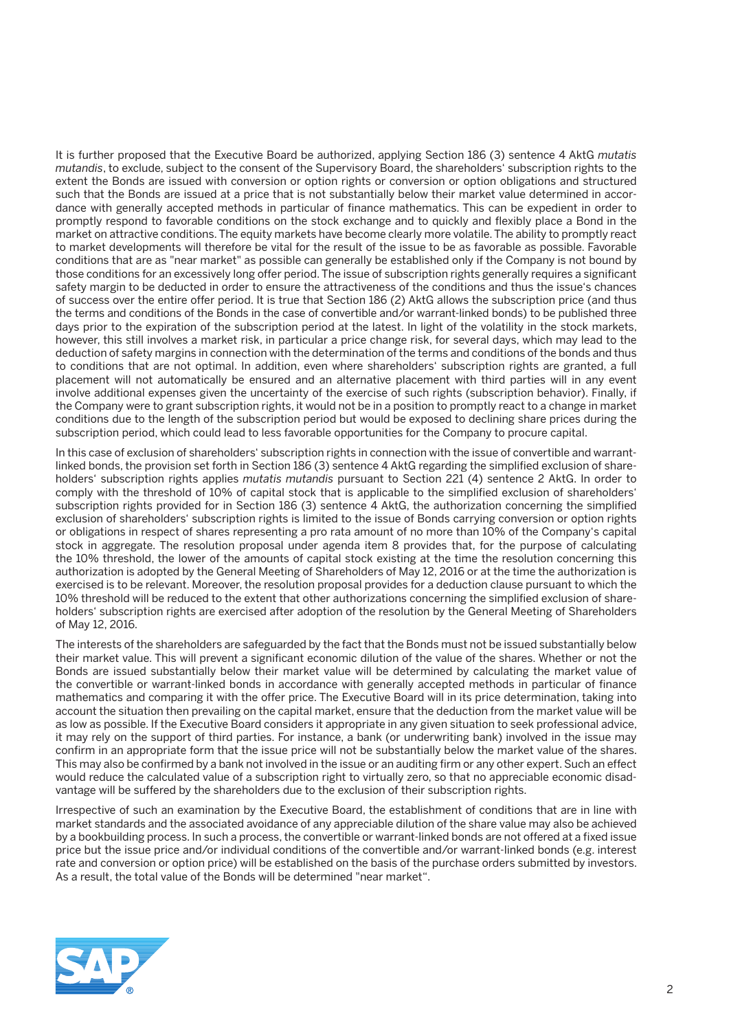It is further proposed that the Executive Board be authorized, applying Section 186 (3) sentence 4 AktG *mutatis mutandis*, to exclude, subject to the consent of the Supervisory Board, the shareholders' subscription rights to the extent the Bonds are issued with conversion or option rights or conversion or option obligations and structured such that the Bonds are issued at a price that is not substantially below their market value determined in accordance with generally accepted methods in particular of finance mathematics. This can be expedient in order to promptly respond to favorable conditions on the stock exchange and to quickly and flexibly place a Bond in the market on attractive conditions. The equity markets have become clearly more volatile. The ability to promptly react to market developments will therefore be vital for the result of the issue to be as favorable as possible. Favorable conditions that are as "near market" as possible can generally be established only if the Company is not bound by those conditions for an excessively long offer period. The issue of subscription rights generally requires a significant safety margin to be deducted in order to ensure the attractiveness of the conditions and thus the issue's chances of success over the entire offer period. It is true that Section 186 (2) AktG allows the subscription price (and thus the terms and conditions of the Bonds in the case of convertible and/or warrant-linked bonds) to be published three days prior to the expiration of the subscription period at the latest. In light of the volatility in the stock markets, however, this still involves a market risk, in particular a price change risk, for several days, which may lead to the deduction of safety margins in connection with the determination of the terms and conditions of the bonds and thus to conditions that are not optimal. In addition, even where shareholders' subscription rights are granted, a full placement will not automatically be ensured and an alternative placement with third parties will in any event involve additional expenses given the uncertainty of the exercise of such rights (subscription behavior). Finally, if the Company were to grant subscription rights, it would not be in a position to promptly react to a change in market conditions due to the length of the subscription period but would be exposed to declining share prices during the subscription period, which could lead to less favorable opportunities for the Company to procure capital.

In this case of exclusion of shareholders' subscription rights in connection with the issue of convertible and warrant-linked bonds, the provision set forth in Section 186 (3) sentence 4 AktG regarding the simplified exclusion of shareholders' subscription rights applies *mutatis mutandis* pursuant to Section 221 (4) sentence 2 AktG. In order to comply with the threshold of 10% of capital stock that is applicable to the simplified exclusion of shareholders' subscription rights provided for in Section 186 (3) sentence 4 AktG, the authorization concerning the simplified exclusion of shareholders' subscription rights is limited to the issue of Bonds carrying conversion or option rights or obligations in respect of shares representing a pro rata amount of no more than 10% of the Company's capital stock in aggregate. The resolution proposal under agenda item 8 provides that, for the purpose of calculating the 10% threshold, the lower of the amounts of capital stock existing at the time the resolution concerning this authorization is adopted by the General Meeting of Shareholders of May 12, 2016 or at the time the authorization is exercised is to be relevant. Moreover, the resolution proposal provides for a deduction clause pursuant to which the 10% threshold will be reduced to the extent that other authorizations concerning the simplified exclusion of shareholders' subscription rights are exercised after adoption of the resolution by the General Meeting of Shareholders of May 12, 2016.

The interests of the shareholders are safeguarded by the fact that the Bonds must not be issued substantially below their market value. This will prevent a significant economic dilution of the value of the shares. Whether or not the Bonds are issued substantially below their market value will be determined by calculating the market value of the convertible or warrant-linked bonds in accordance with generally accepted methods in particular of finance mathematics and comparing it with the offer price. The Executive Board will in its price determination, taking into account the situation then prevailing on the capital market, ensure that the deduction from the market value will be as low as possible. If the Executive Board considers it appropriate in any given situation to seek professional advice, it may rely on the support of third parties. For instance, a bank (or underwriting bank) involved in the issue may confirm in an appropriate form that the issue price will not be substantially below the market value of the shares. This may also be confirmed by a bank not involved in the issue or an auditing firm or any other expert. Such an effect would reduce the calculated value of a subscription right to virtually zero, so that no appreciable economic disadvantage will be suffered by the shareholders due to the exclusion of their subscription rights.

Irrespective of such an examination by the Executive Board, the establishment of conditions that are in line with market standards and the associated avoidance of any appreciable dilution of the share value may also be achieved by a bookbuilding process. In such a process, the convertible or warrant-linked bonds are not offered at a fixed issue price but the issue price and/or individual conditions of the convertible and/or warrant-linked bonds (e.g. interest rate and conversion or option price) will be established on the basis of the purchase orders submitted by investors. As a result, the total value of the Bonds will be determined "near market".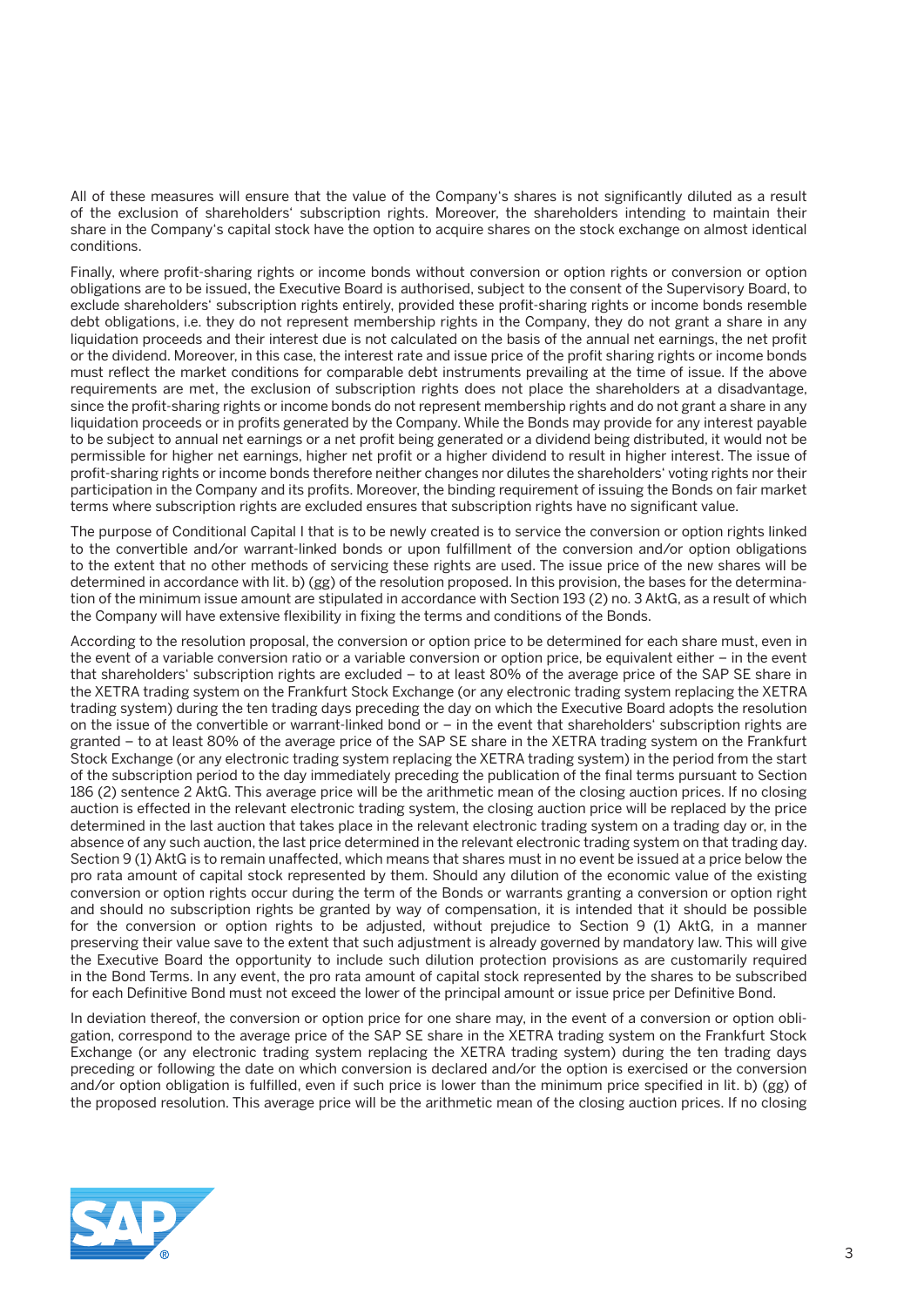All of these measures will ensure that the value of the Company's shares is not significantly diluted as a result of the exclusion of shareholders' subscription rights. Moreover, the shareholders intending to maintain their share in the Company's capital stock have the option to acquire shares on the stock exchange on almost identical conditions.

Finally, where profit-sharing rights or income bonds without conversion or option rights or conversion or option obligations are to be issued, the Executive Board is authorised, subject to the consent of the Supervisory Board, to exclude shareholders' subscription rights entirely, provided these profit-sharing rights or income bonds resemble debt obligations, i.e. they do not represent membership rights in the Company, they do not grant a share in any liquidation proceeds and their interest due is not calculated on the basis of the annual net earnings, the net profit or the dividend. Moreover, in this case, the interest rate and issue price of the profit sharing rights or income bonds must reflect the market conditions for comparable debt instruments prevailing at the time of issue. If the above requirements are met, the exclusion of subscription rights does not place the shareholders at a disadvantage, since the profit-sharing rights or income bonds do not represent membership rights and do not grant a share in any liquidation proceeds or in profits generated by the Company. While the Bonds may provide for any interest payable to be subject to annual net earnings or a net profit being generated or a dividend being distributed, it would not be permissible for higher net earnings, higher net profit or a higher dividend to result in higher interest. The issue of profit-sharing rights or income bonds therefore neither changes nor dilutes the shareholders' voting rights nor their participation in the Company and its profits. Moreover, the binding requirement of issuing the Bonds on fair market terms where subscription rights are excluded ensures that subscription rights have no significant value.

The purpose of Conditional Capital I that is to be newly created is to service the conversion or option rights linked to the convertible and/or warrant-linked bonds or upon fulfillment of the conversion and/or option obligations to the extent that no other methods of servicing these rights are used. The issue price of the new shares will be determined in accordance with lit. b) (gg) of the resolution proposed. In this provision, the bases for the determination of the minimum issue amount are stipulated in accordance with Section 193 (2) no. 3 AktG, as a result of which the Company will have extensive flexibility in fixing the terms and conditions of the Bonds.

According to the resolution proposal, the conversion or option price to be determined for each share must, even in the event of a variable conversion ratio or a variable conversion or option price, be equivalent either – in the event that shareholders' subscription rights are excluded – to at least 80% of the average price of the SAP SE share in the XETRA trading system on the Frankfurt Stock Exchange (or any electronic trading system replacing the XETRA trading system) during the ten trading days preceding the day on which the Executive Board adopts the resolution on the issue of the convertible or warrant-linked bond or – in the event that shareholders' subscription rights are granted – to at least 80% of the average price of the SAP SE share in the XETRA trading system on the Frankfurt Stock Exchange (or any electronic trading system replacing the XETRA trading system) in the period from the start of the subscription period to the day immediately preceding the publication of the final terms pursuant to Section 186 (2) sentence 2 AktG. This average price will be the arithmetic mean of the closing auction prices. If no closing auction is effected in the relevant electronic trading system, the closing auction price will be replaced by the price determined in the last auction that takes place in the relevant electronic trading system on a trading day or, in the absence of any such auction, the last price determined in the relevant electronic trading system on that trading day. Section 9 (1) AktG is to remain unaffected, which means that shares must in no event be issued at a price below the pro rata amount of capital stock represented by them. Should any dilution of the economic value of the existing conversion or option rights occur during the term of the Bonds or warrants granting a conversion or option right and should no subscription rights be granted by way of compensation, it is intended that it should be possible for the conversion or option rights to be adjusted, without prejudice to Section 9 (1) AktG, in a manner preserving their value save to the extent that such adjustment is already governed by mandatory law. This will give the Executive Board the opportunity to include such dilution protection provisions as are customarily required in the Bond Terms. In any event, the pro rata amount of capital stock represented by the shares to be subscribed for each Definitive Bond must not exceed the lower of the principal amount or issue price per Definitive Bond.

In deviation thereof, the conversion or option price for one share may, in the event of a conversion or option obligation, correspond to the average price of the SAP SE share in the XETRA trading system on the Frankfurt Stock Exchange (or any electronic trading system replacing the XETRA trading system) during the ten trading days preceding or following the date on which conversion is declared and/or the option is exercised or the conversion and/or option obligation is fulfilled, even if such price is lower than the minimum price specified in lit. b) (gg) of the proposed resolution. This average price will be the arithmetic mean of the closing auction prices. If no closing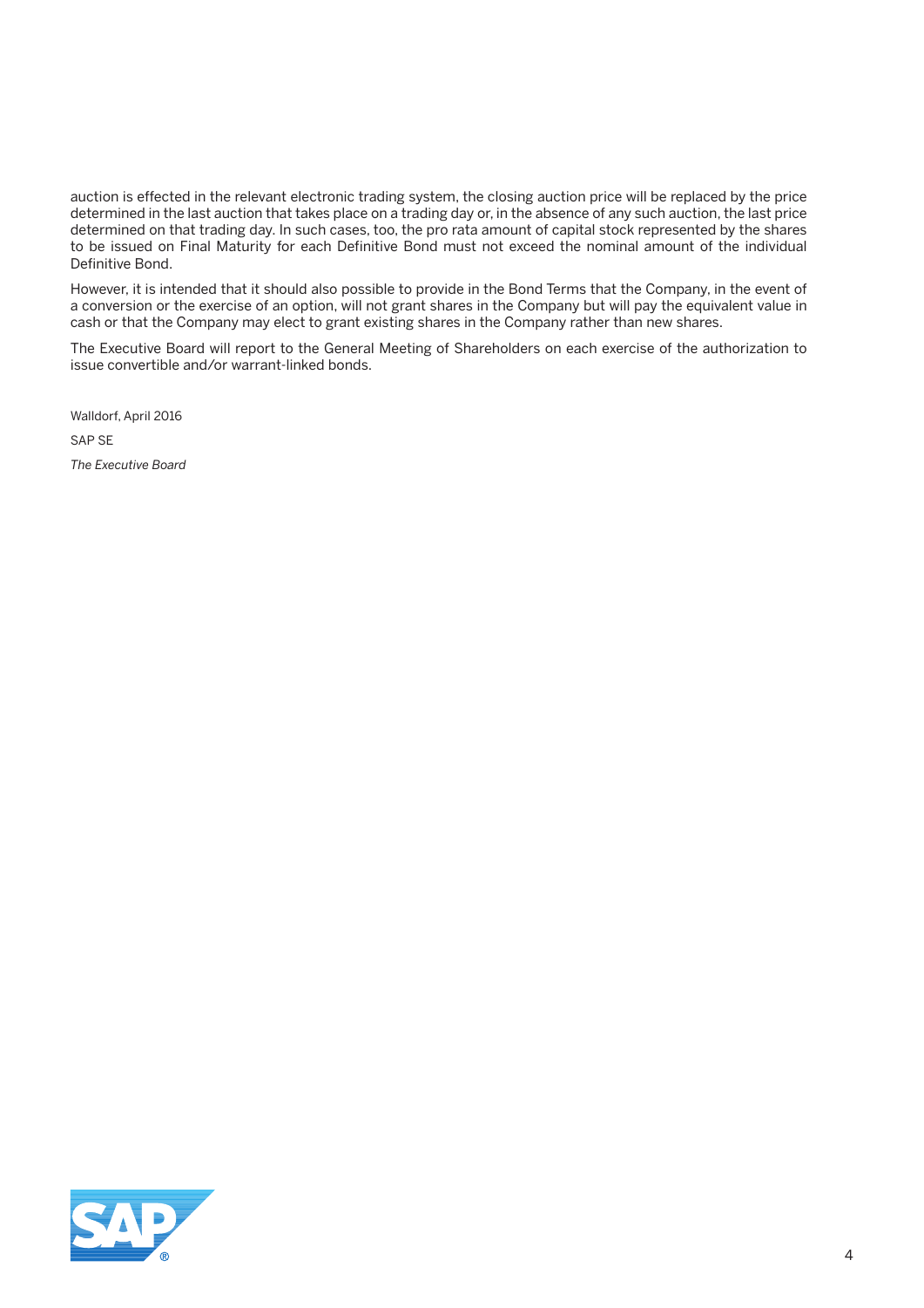auction is effected in the relevant electronic trading system, the closing auction price will be replaced by the price determined in the last auction that takes place on a trading day or, in the absence of any such auction, the last price determined on that trading day. In such cases, too, the pro rata amount of capital stock represented by the shares to be issued on Final Maturity for each Definitive Bond must not exceed the nominal amount of the individual Definitive Bond.

However, it is intended that it should also possible to provide in the Bond Terms that the Company, in the event of a conversion or the exercise of an option, will not grant shares in the Company but will pay the equivalent value in cash or that the Company may elect to grant existing shares in the Company rather than new shares.

The Executive Board will report to the General Meeting of Shareholders on each exercise of the authorization to issue convertible and/or warrant-linked bonds.

Walldorf, April 2016

SAP SE

*The Executive Board*